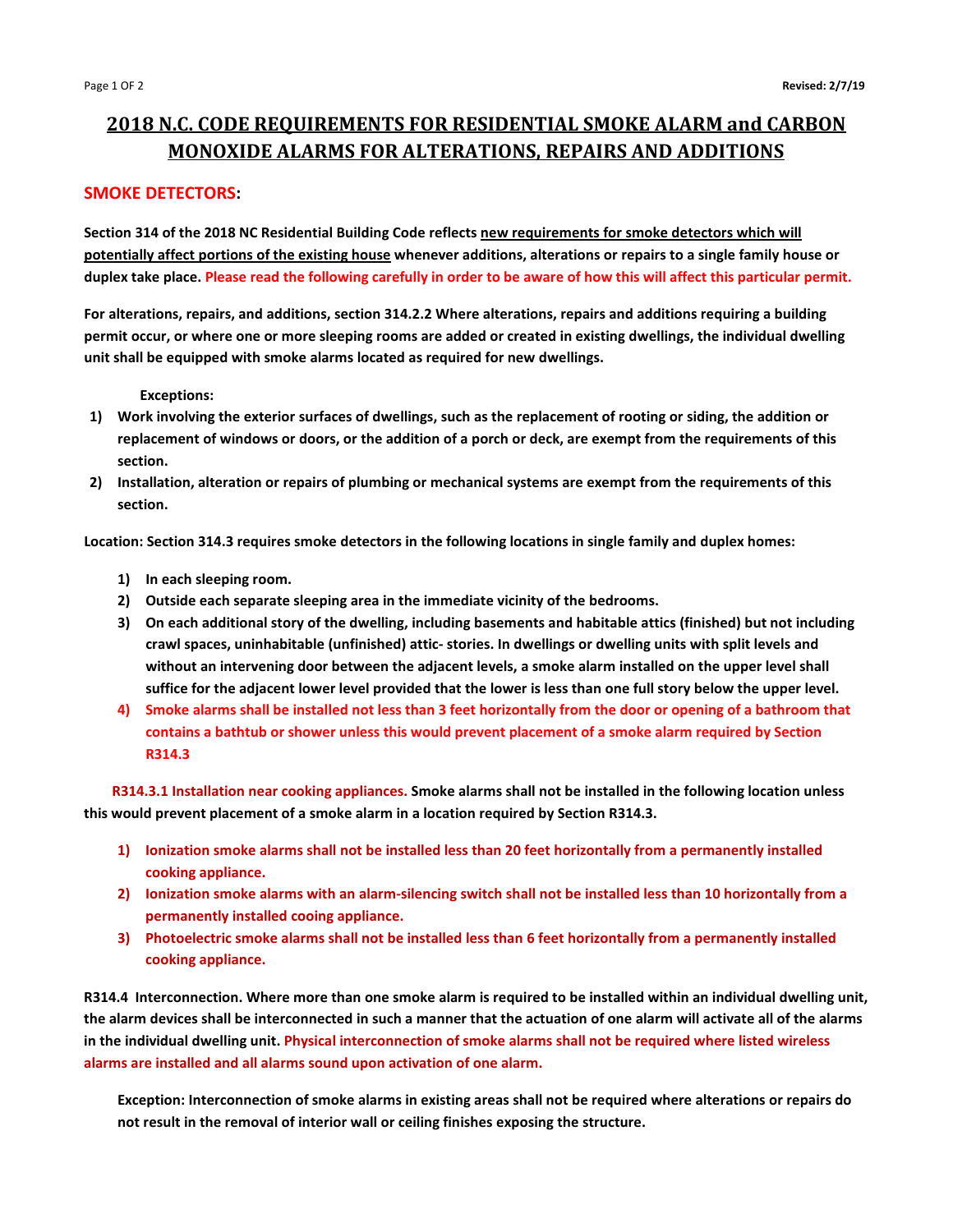# 2018 N.C. CODE REQUIREMENTS FOR RESIDENTIAL SMOKE ALARM and CARBON MONOXIDE ALARMS FOR ALTERATIONS, REPAIRS AND ADDITIONS

## SMOKE DETECTORS:

**Section 314 of the 2018 NC Residential Building Code reflects new requirements for smoke detectors which will potentially affect portions of the existing house whenever additions, alterations or repairs to a single family house or duplex take place. Please read the following carefully in order to be aware of how this will affect this particular permit.**

**For alterations, repairs, and additions, section 314.2.2 Where alterations, repairs and additions requiring a building permit occur, or where one or more sleeping rooms are added or created in existing dwellings, the individual dwelling unit shall be equipped with smoke alarms located as required for new dwellings.**

**Exceptions:**

1) **Work involving the exterior surfaces of dwellings, such as the replacement of rooting or siding, the addition or replacement of windows or doors, or the addition of a porch or deck, are exempt from the requirements of this section.**
2) **Installation, alteration or repairs of plumbing or mechanical systems are exempt from the requirements of this section.**

**Location: Section 314.3 requires smoke detectors in the following locations in single family and duplex homes:**

1) **In each sleeping room.**
2) **Outside each separate sleeping area in the immediate vicinity of the bedrooms.**
3) **On each additional story of the dwelling, including basements and habitable attics (finished) but not including crawl spaces, uninhabitable (unfinished) attic- stories. In dwellings or dwelling units with split levels and without an intervening door between the adjacent levels, a smoke alarm installed on the upper level shall suffice for the adjacent lower level provided that the lower is less than one full story below the upper level.**
4) **Smoke alarms shall be installed not less than 3 feet horizontally from the door or opening of a bathroom that contains a bathtub or shower unless this would prevent placement of a smoke alarm required by Section R314.3**

**R314.3.1 Installation near cooking appliances. Smoke alarms shall not be installed in the following location unless this would prevent placement of a smoke alarm in a location required by Section R314.3.**

1) **Ionization smoke alarms shall not be installed less than 20 feet horizontally from a permanently installed cooking appliance.**
2) **Ionization smoke alarms with an alarm-silencing switch shall not be installed less than 10 horizontally from a permanently installed cooing appliance.**
3) **Photoelectric smoke alarms shall not be installed less than 6 feet horizontally from a permanently installed cooking appliance.**

**R314.4 Interconnection. Where more than one smoke alarm is required to be installed within an individual dwelling unit, the alarm devices shall be interconnected in such a manner that the actuation of one alarm will activate all of the alarms in the individual dwelling unit. Physical interconnection of smoke alarms shall not be required where listed wireless alarms are installed and all alarms sound upon activation of one alarm.**

**Exception: Interconnection of smoke alarms in existing areas shall not be required where alterations or repairs do not result in the removal of interior wall or ceiling finishes exposing the structure.**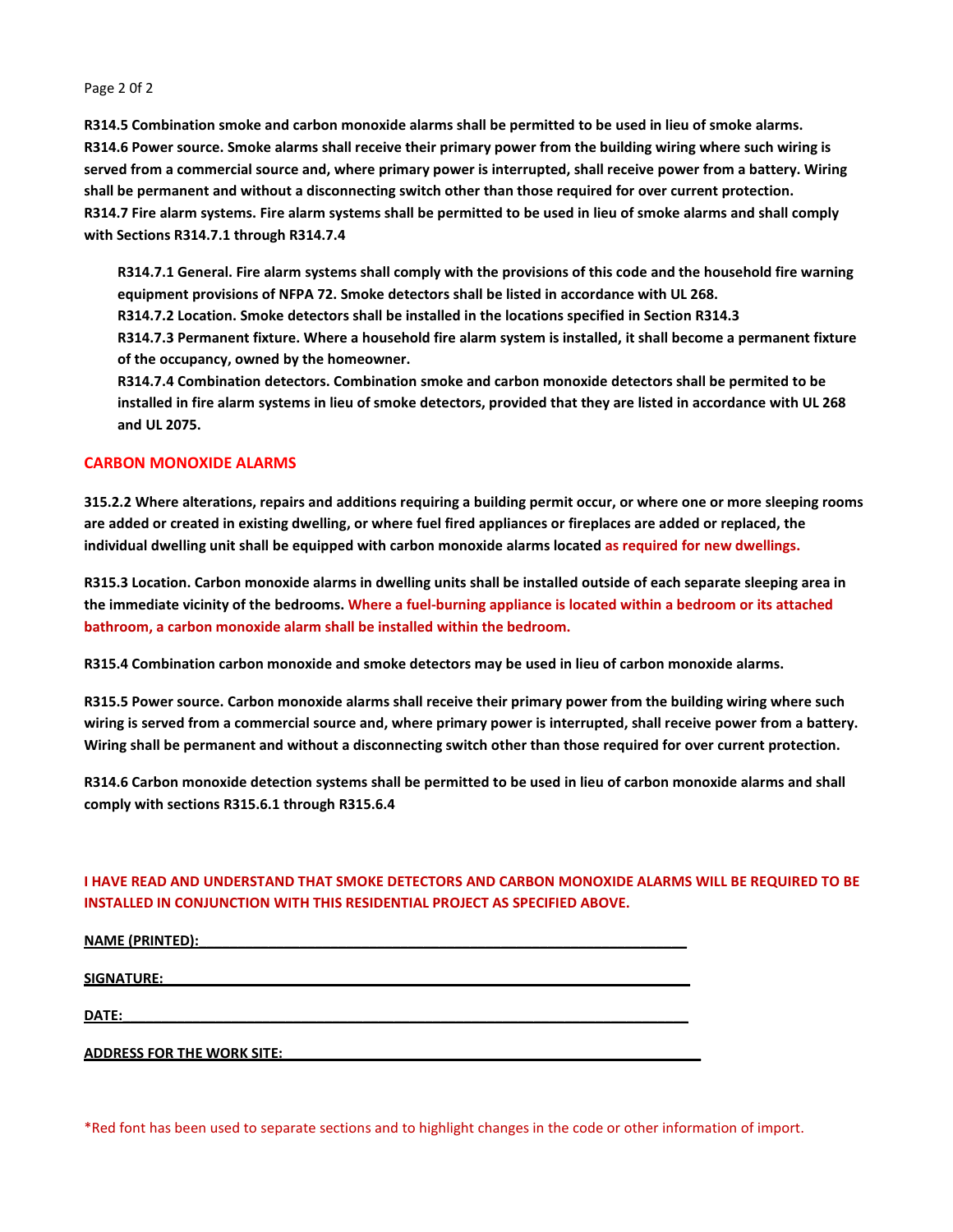**R314.5 Combination smoke and carbon monoxide alarms shall be permitted to be used in lieu of smoke alarms.**
**R314.6 Power source. Smoke alarms shall receive their primary power from the building wiring where such wiring is served from a commercial source and, where primary power is interrupted, shall receive power from a battery. Wiring shall be permanent and without a disconnecting switch other than those required for over current protection.**
**R314.7 Fire alarm systems. Fire alarm systems shall be permitted to be used in lieu of smoke alarms and shall comply with Sections R314.7.1 through R314.7.4**

> **R314.7.1 General. Fire alarm systems shall comply with the provisions of this code and the household fire warning equipment provisions of NFPA 72. Smoke detectors shall be listed in accordance with UL 268.**
> **R314.7.2 Location. Smoke detectors shall be installed in the locations specified in Section R314.3**
> **R314.7.3 Permanent fixture. Where a household fire alarm system is installed, it shall become a permanent fixture of the occupancy, owned by the homeowner.**
> **R314.7.4 Combination detectors. Combination smoke and carbon monoxide detectors shall be permited to be installed in fire alarm systems in lieu of smoke detectors, provided that they are listed in accordance with UL 268 and UL 2075.**

## CARBON MONOXIDE ALARMS

**315.2.2 Where alterations, repairs and additions requiring a building permit occur, or where one or more sleeping rooms are added or created in existing dwelling, or where fuel fired appliances or fireplaces are added or replaced, the individual dwelling unit shall be equipped with carbon monoxide alarms located as required for new dwellings.**

**R315.3 Location. Carbon monoxide alarms in dwelling units shall be installed outside of each separate sleeping area in the immediate vicinity of the bedrooms. Where a fuel-burning appliance is located within a bedroom or its attached bathroom, a carbon monoxide alarm shall be installed within the bedroom.**

**R315.4 Combination carbon monoxide and smoke detectors may be used in lieu of carbon monoxide alarms.**

**R315.5 Power source. Carbon monoxide alarms shall receive their primary power from the building wiring where such wiring is served from a commercial source and, where primary power is interrupted, shall receive power from a battery. Wiring shall be permanent and without a disconnecting switch other than those required for over current protection.**

**R314.6 Carbon monoxide detection systems shall be permitted to be used in lieu of carbon monoxide alarms and shall comply with sections R315.6.1 through R315.6.4**

**I HAVE READ AND UNDERSTAND THAT SMOKE DETECTORS AND CARBON MONOXIDE ALARMS WILL BE REQUIRED TO BE INSTALLED IN CONJUNCTION WITH THIS RESIDENTIAL PROJECT AS SPECIFIED ABOVE.**

**NAME (PRINTED):**_______________________________________________

**SIGNATURE:**_______________________________________________

**DATE:**_______________________________________________

**ADDRESS FOR THE WORK SITE:**_______________________________________________

*Red font has been used to separate sections and to highlight changes in the code or other information of import.